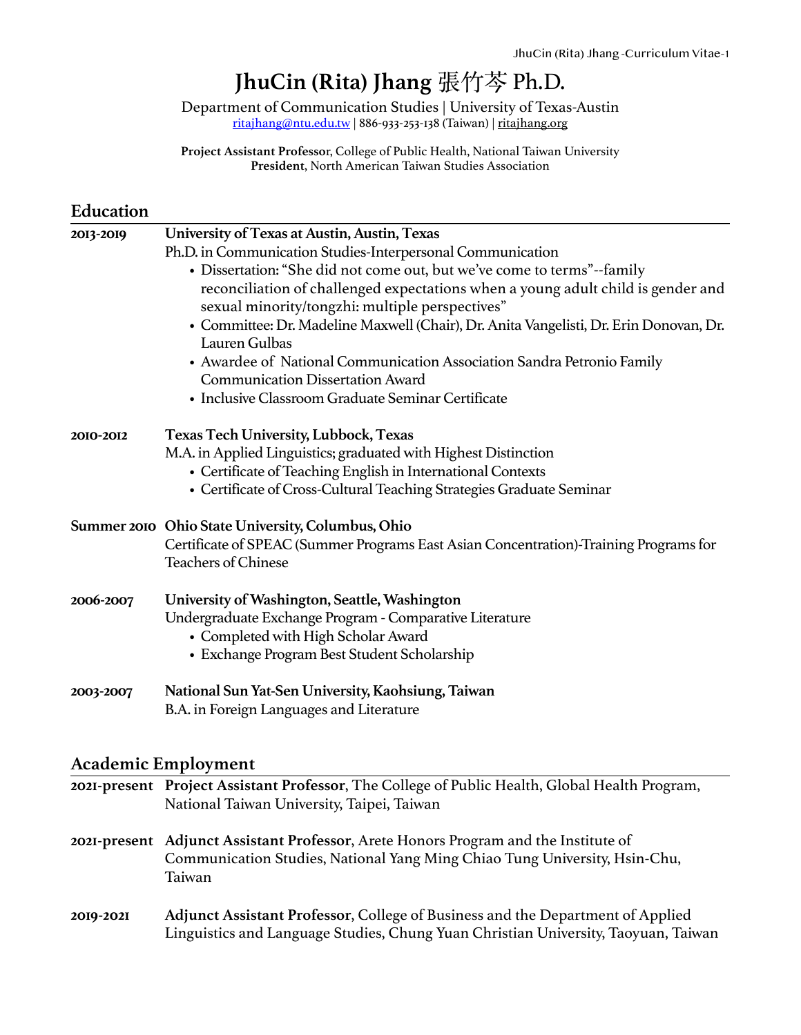# JhuCin (Rita) Jhang 張竹芩 Ph.D.

Department of Communication Studies | University of Texas-Austin
ritajhang@ntu.edu.tw | 886-933-253-138 (Taiwan) | ritajhang.org

**Project Assistant Professor**, College of Public Health, National Taiwan University
**President**, North American Taiwan Studies Association

## Education

**2013-2019** **University of Texas at Austin, Austin, Texas**
Ph.D. in Communication Studies-Interpersonal Communication
- Dissertation: "She did not come out, but we've come to terms"--family reconciliation of challenged expectations when a young adult child is gender and sexual minority/tongzhi: multiple perspectives"
- Committee: Dr. Madeline Maxwell (Chair), Dr. Anita Vangelisti, Dr. Erin Donovan, Dr. Lauren Gulbas
- Awardee of National Communication Association Sandra Petronio Family Communication Dissertation Award
- Inclusive Classroom Graduate Seminar Certificate

**2010-2012** **Texas Tech University, Lubbock, Texas**
M.A. in Applied Linguistics; graduated with Highest Distinction
- Certificate of Teaching English in International Contexts
- Certificate of Cross-Cultural Teaching Strategies Graduate Seminar

**Summer 2010** **Ohio State University, Columbus, Ohio**
Certificate of SPEAC (Summer Programs East Asian Concentration)-Training Programs for Teachers of Chinese

**2006-2007** **University of Washington, Seattle, Washington**
Undergraduate Exchange Program - Comparative Literature
- Completed with High Scholar Award
- Exchange Program Best Student Scholarship

**2003-2007** **National Sun Yat-Sen University, Kaohsiung, Taiwan**
B.A. in Foreign Languages and Literature

## Academic Employment

**2021-present** **Project Assistant Professor**, The College of Public Health, Global Health Program, National Taiwan University, Taipei, Taiwan

**2021-present** **Adjunct Assistant Professor**, Arete Honors Program and the Institute of Communication Studies, National Yang Ming Chiao Tung University, Hsin-Chu, Taiwan

**2019-2021** **Adjunct Assistant Professor**, College of Business and the Department of Applied Linguistics and Language Studies, Chung Yuan Christian University, Taoyuan, Taiwan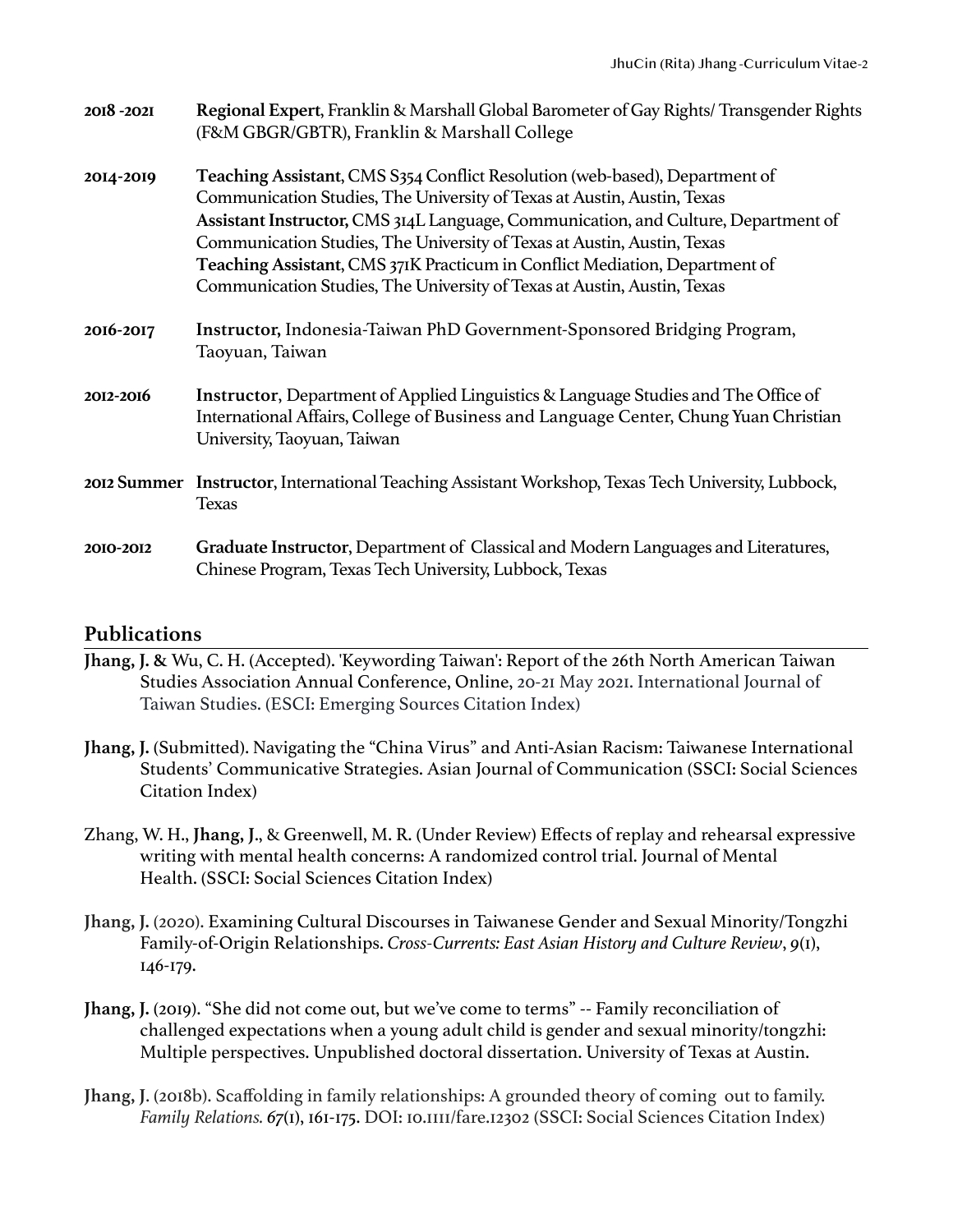**2018 -2021** **Regional Expert**, Franklin & Marshall Global Barometer of Gay Rights/ Transgender Rights (F&M GBGR/GBTR), Franklin & Marshall College

**2014-2019** **Teaching Assistant**, CMS S354 Conflict Resolution (web-based), Department of Communication Studies, The University of Texas at Austin, Austin, Texas
**Assistant Instructor,** CMS 314L Language, Communication, and Culture, Department of Communication Studies, The University of Texas at Austin, Austin, Texas
**Teaching Assistant**, CMS 371K Practicum in Conflict Mediation, Department of Communication Studies, The University of Texas at Austin, Austin, Texas

**2016-2017** **Instructor,** Indonesia-Taiwan PhD Government-Sponsored Bridging Program, Taoyuan, Taiwan

**2012-2016** **Instructor**, Department of Applied Linguistics & Language Studies and The Office of International Affairs, College of Business and Language Center, Chung Yuan Christian University, Taoyuan, Taiwan

**2012 Summer** **Instructor**, International Teaching Assistant Workshop, Texas Tech University, Lubbock, Texas

**2010-2012** **Graduate Instructor**, Department of Classical and Modern Languages and Literatures, Chinese Program, Texas Tech University, Lubbock, Texas

## Publications

**Jhang, J.** & Wu, C. H. (Accepted). 'Keywording Taiwan': Report of the 26th North American Taiwan Studies Association Annual Conference, Online, 20-21 May 2021. International Journal of Taiwan Studies. (ESCI: Emerging Sources Citation Index)

**Jhang, J.** (Submitted). Navigating the "China Virus" and Anti-Asian Racism: Taiwanese International Students' Communicative Strategies. Asian Journal of Communication (SSCI: Social Sciences Citation Index)

Zhang, W. H., **Jhang, J.**, & Greenwell, M. R. (Under Review) Effects of replay and rehearsal expressive writing with mental health concerns: A randomized control trial. Journal of Mental Health. (SSCI: Social Sciences Citation Index)

**Jhang, J.** (2020). Examining Cultural Discourses in Taiwanese Gender and Sexual Minority/Tongzhi Family-of-Origin Relationships. *Cross-Currents: East Asian History and Culture Review*, *9*(1), 146-179.

**Jhang, J.** (2019). "She did not come out, but we've come to terms" -- Family reconciliation of challenged expectations when a young adult child is gender and sexual minority/tongzhi: Multiple perspectives. Unpublished doctoral dissertation. University of Texas at Austin.

**Jhang, J.** (2018b). Scaffolding in family relationships: A grounded theory of coming out to family. *Family Relations.* *67*(1), 161-175. DOI: 10.1111/fare.12302 (SSCI: Social Sciences Citation Index)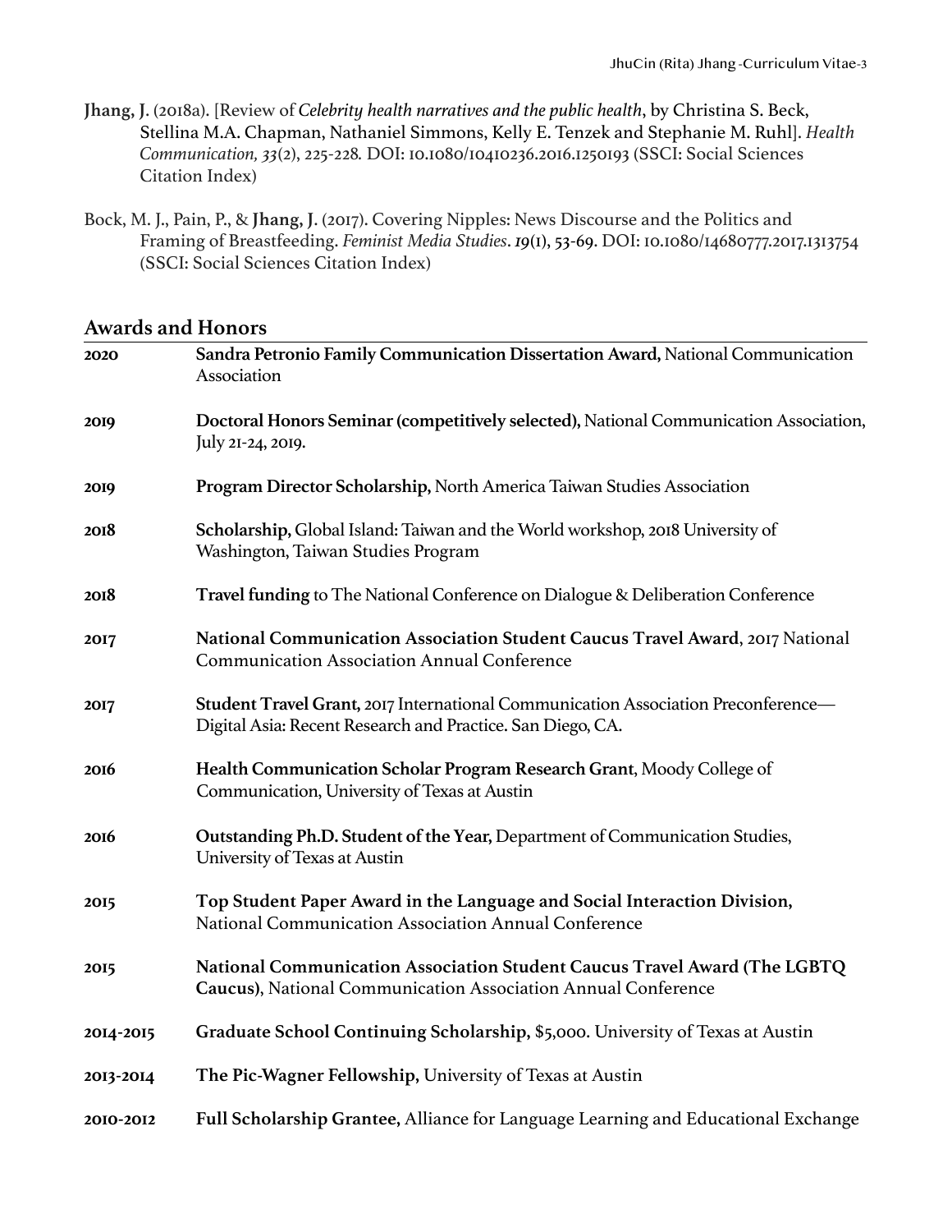**Jhang, J.** (2018a). [Review of *Celebrity health narratives and the public health*, by Christina S. Beck, Stellina M.A. Chapman, Nathaniel Simmons, Kelly E. Tenzek and Stephanie M. Ruhl]. *Health Communication, 33*(2), 225-228. DOI: 10.1080/10410236.2016.1250193 (SSCI: Social Sciences Citation Index)

Bock, M. J., Pain, P., & **Jhang, J.** (2017). Covering Nipples: News Discourse and the Politics and Framing of Breastfeeding. *Feminist Media Studies*. *19*(1), 53-69. DOI: 10.1080/14680777.2017.1313754 (SSCI: Social Sciences Citation Index)

## Awards and Honors

| | |
|---|---|
| **2020** | **Sandra Petronio Family Communication Dissertation Award,** National Communication Association |
| **2019** | **Doctoral Honors Seminar (competitively selected),** National Communication Association, July 21-24, 2019. |
| **2019** | **Program Director Scholarship,** North America Taiwan Studies Association |
| **2018** | **Scholarship,** Global Island: Taiwan and the World workshop, 2018 University of Washington, Taiwan Studies Program |
| **2018** | **Travel funding** to The National Conference on Dialogue & Deliberation Conference |
| **2017** | **National Communication Association Student Caucus Travel Award**, 2017 National Communication Association Annual Conference |
| **2017** | **Student Travel Grant,** 2017 International Communication Association Preconference—Digital Asia: Recent Research and Practice. San Diego, CA. |
| **2016** | **Health Communication Scholar Program Research Grant**, Moody College of Communication, University of Texas at Austin |
| **2016** | **Outstanding Ph.D. Student of the Year,** Department of Communication Studies, University of Texas at Austin |
| **2015** | **Top Student Paper Award in the Language and Social Interaction Division,** National Communication Association Annual Conference |
| **2015** | **National Communication Association Student Caucus Travel Award (The LGBTQ Caucus)**, National Communication Association Annual Conference |
| **2014-2015** | **Graduate School Continuing Scholarship,** $5,000. University of Texas at Austin |
| **2013-2014** | **The Pic-Wagner Fellowship,** University of Texas at Austin |
| **2010-2012** | **Full Scholarship Grantee,** Alliance for Language Learning and Educational Exchange |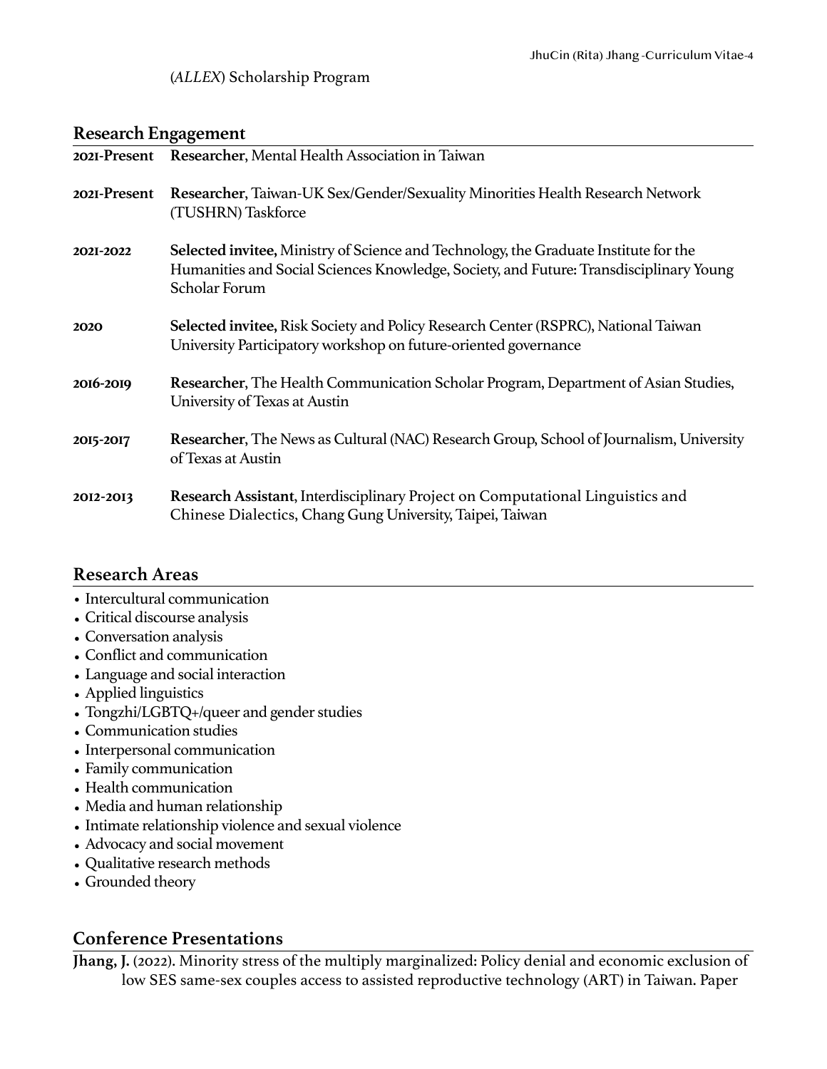(*ALLEX*) Scholarship Program

## Research Engagement

**2021-Present** **Researcher**, Mental Health Association in Taiwan

**2021-Present** **Researcher**, Taiwan-UK Sex/Gender/Sexuality Minorities Health Research Network (TUSHRN) Taskforce

**2021-2022** **Selected invitee,** Ministry of Science and Technology, the Graduate Institute for the Humanities and Social Sciences Knowledge, Society, and Future: Transdisciplinary Young Scholar Forum

**2020** **Selected invitee,** Risk Society and Policy Research Center (RSPRC), National Taiwan University Participatory workshop on future-oriented governance

**2016-2019** **Researcher**, The Health Communication Scholar Program, Department of Asian Studies, University of Texas at Austin

**2015-2017** **Researcher**, The News as Cultural (NAC) Research Group, School of Journalism, University of Texas at Austin

**2012-2013** **Research Assistant**, Interdisciplinary Project on Computational Linguistics and Chinese Dialectics, Chang Gung University, Taipei, Taiwan

## Research Areas

- Intercultural communication
- Critical discourse analysis
- Conversation analysis
- Conflict and communication
- Language and social interaction
- Applied linguistics
- Tongzhi/LGBTQ+/queer and gender studies
- Communication studies
- Interpersonal communication
- Family communication
- Health communication
- Media and human relationship
- Intimate relationship violence and sexual violence
- Advocacy and social movement
- Qualitative research methods
- Grounded theory

## Conference Presentations

**Jhang, J.** (2022). Minority stress of the multiply marginalized: Policy denial and economic exclusion of low SES same-sex couples access to assisted reproductive technology (ART) in Taiwan. Paper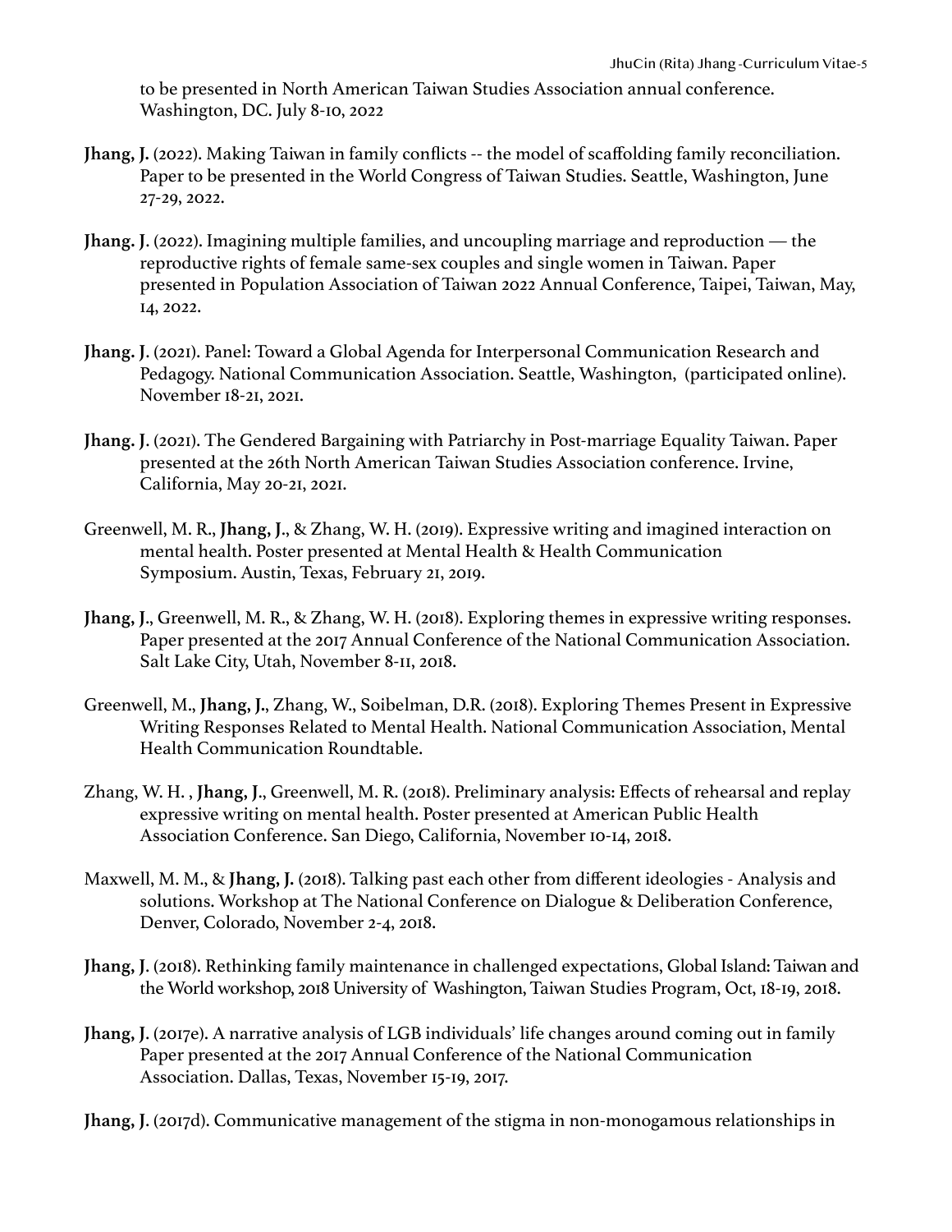to be presented in North American Taiwan Studies Association annual conference. Washington, DC. July 8-10, 2022

**Jhang, J.** (2022). Making Taiwan in family conflicts -- the model of scaffolding family reconciliation. Paper to be presented in the World Congress of Taiwan Studies. Seattle, Washington, June 27-29, 2022.

**Jhang. J**. (2022). Imagining multiple families, and uncoupling marriage and reproduction — the reproductive rights of female same-sex couples and single women in Taiwan. Paper presented in Population Association of Taiwan 2022 Annual Conference, Taipei, Taiwan, May, 14, 2022.

**Jhang. J**. (2021). Panel: Toward a Global Agenda for Interpersonal Communication Research and Pedagogy. National Communication Association. Seattle, Washington, (participated online). November 18-21, 2021.

**Jhang. J**. (2021). The Gendered Bargaining with Patriarchy in Post-marriage Equality Taiwan. Paper presented at the 26th North American Taiwan Studies Association conference. Irvine, California, May 20-21, 2021.

Greenwell, M. R., **Jhang, J**., & Zhang, W. H. (2019). Expressive writing and imagined interaction on mental health. Poster presented at Mental Health & Health Communication Symposium. Austin, Texas, February 21, 2019.

**Jhang, J**., Greenwell, M. R., & Zhang, W. H. (2018). Exploring themes in expressive writing responses. Paper presented at the 2017 Annual Conference of the National Communication Association. Salt Lake City, Utah, November 8-11, 2018.

Greenwell, M., **Jhang, J.**, Zhang, W., Soibelman, D.R. (2018). Exploring Themes Present in Expressive Writing Responses Related to Mental Health. National Communication Association, Mental Health Communication Roundtable.

Zhang, W. H. , **Jhang, J**., Greenwell, M. R. (2018). Preliminary analysis: Effects of rehearsal and replay expressive writing on mental health. Poster presented at American Public Health Association Conference. San Diego, California, November 10-14, 2018.

Maxwell, M. M., & **Jhang, J.** (2018). Talking past each other from different ideologies - Analysis and solutions. Workshop at The National Conference on Dialogue & Deliberation Conference, Denver, Colorado, November 2-4, 2018.

**Jhang, J**. (2018). Rethinking family maintenance in challenged expectations, Global Island: Taiwan and the World workshop, 2018 University of Washington, Taiwan Studies Program, Oct, 18-19, 2018.

**Jhang, J**. (2017e). A narrative analysis of LGB individuals' life changes around coming out in family Paper presented at the 2017 Annual Conference of the National Communication Association. Dallas, Texas, November 15-19, 2017.

**Jhang, J**. (2017d). Communicative management of the stigma in non-monogamous relationships in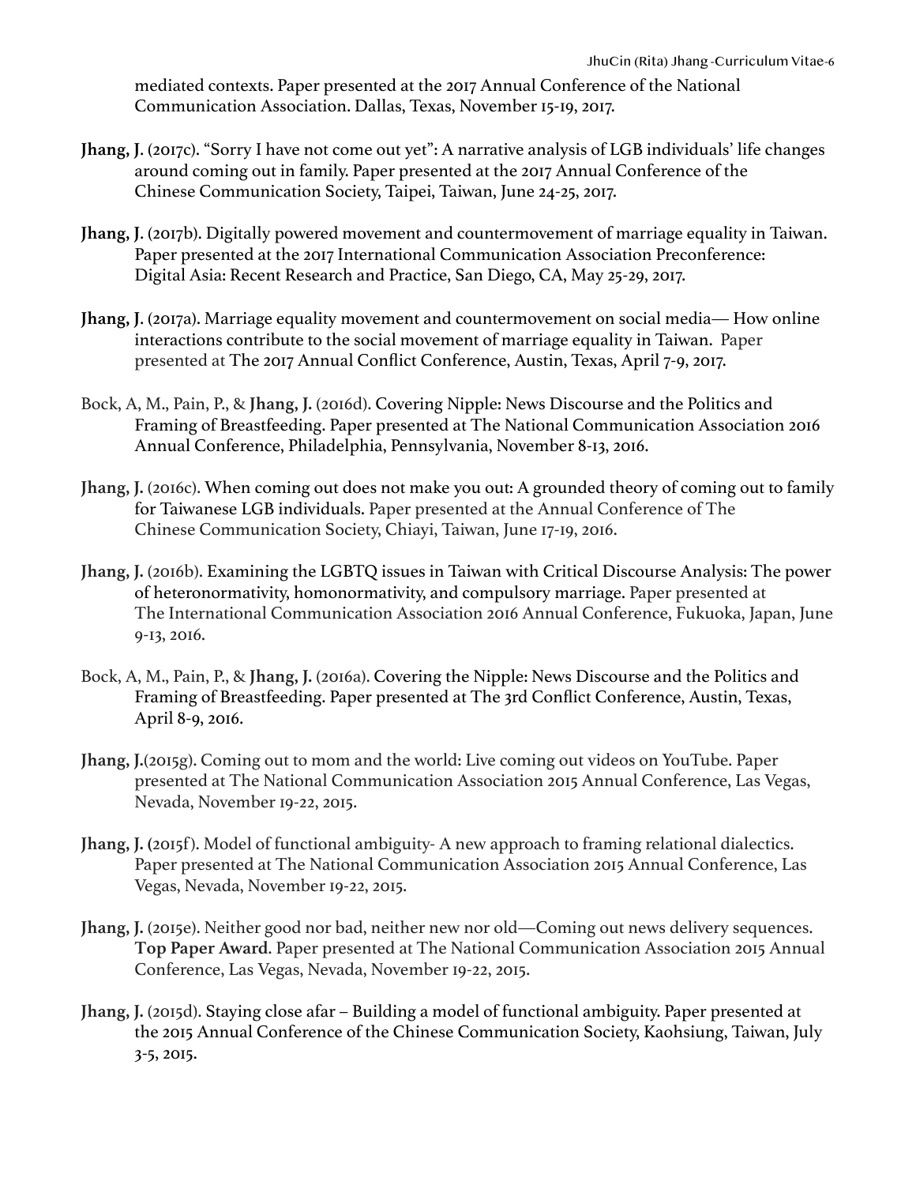mediated contexts. Paper presented at the 2017 Annual Conference of the National Communication Association. Dallas, Texas, November 15-19, 2017.

**Jhang, J**. (2017c). "Sorry I have not come out yet": A narrative analysis of LGB individuals' life changes around coming out in family. Paper presented at the 2017 Annual Conference of the Chinese Communication Society, Taipei, Taiwan, June 24-25, 2017.

**Jhang, J**. (2017b). Digitally powered movement and countermovement of marriage equality in Taiwan. Paper presented at the 2017 International Communication Association Preconference: Digital Asia: Recent Research and Practice, San Diego, CA, May 25-29, 2017.

**Jhang, J**. (2017a). Marriage equality movement and countermovement on social media— How online interactions contribute to the social movement of marriage equality in Taiwan. Paper presented at The 2017 Annual Conflict Conference, Austin, Texas, April 7-9, 2017.

Bock, A, M., Pain, P., & **Jhang, J.** (2016d). Covering Nipple: News Discourse and the Politics and Framing of Breastfeeding. Paper presented at The National Communication Association 2016 Annual Conference, Philadelphia, Pennsylvania, November 8-13, 2016.

**Jhang, J.** (2016c). When coming out does not make you out: A grounded theory of coming out to family for Taiwanese LGB individuals. Paper presented at the Annual Conference of The Chinese Communication Society, Chiayi, Taiwan, June 17-19, 2016.

**Jhang, J.** (2016b). Examining the LGBTQ issues in Taiwan with Critical Discourse Analysis: The power of heteronormativity, homonormativity, and compulsory marriage. Paper presented at The International Communication Association 2016 Annual Conference, Fukuoka, Japan, June 9-13, 2016.

Bock, A, M., Pain, P., & **Jhang, J.** (2016a). Covering the Nipple: News Discourse and the Politics and Framing of Breastfeeding. Paper presented at The 3rd Conflict Conference, Austin, Texas, April 8-9, 2016.

**Jhang, J.**(2015g). Coming out to mom and the world: Live coming out videos on YouTube. Paper presented at The National Communication Association 2015 Annual Conference, Las Vegas, Nevada, November 19-22, 2015.

**Jhang, J. (**2015f). Model of functional ambiguity- A new approach to framing relational dialectics. Paper presented at The National Communication Association 2015 Annual Conference, Las Vegas, Nevada, November 19-22, 2015.

**Jhang, J.** (2015e). Neither good nor bad, neither new nor old—Coming out news delivery sequences. **Top Paper Award**. Paper presented at The National Communication Association 2015 Annual Conference, Las Vegas, Nevada, November 19-22, 2015.

**Jhang, J.** (2015d). Staying close afar – Building a model of functional ambiguity. Paper presented at the 2015 Annual Conference of the Chinese Communication Society, Kaohsiung, Taiwan, July 3-5, 2015.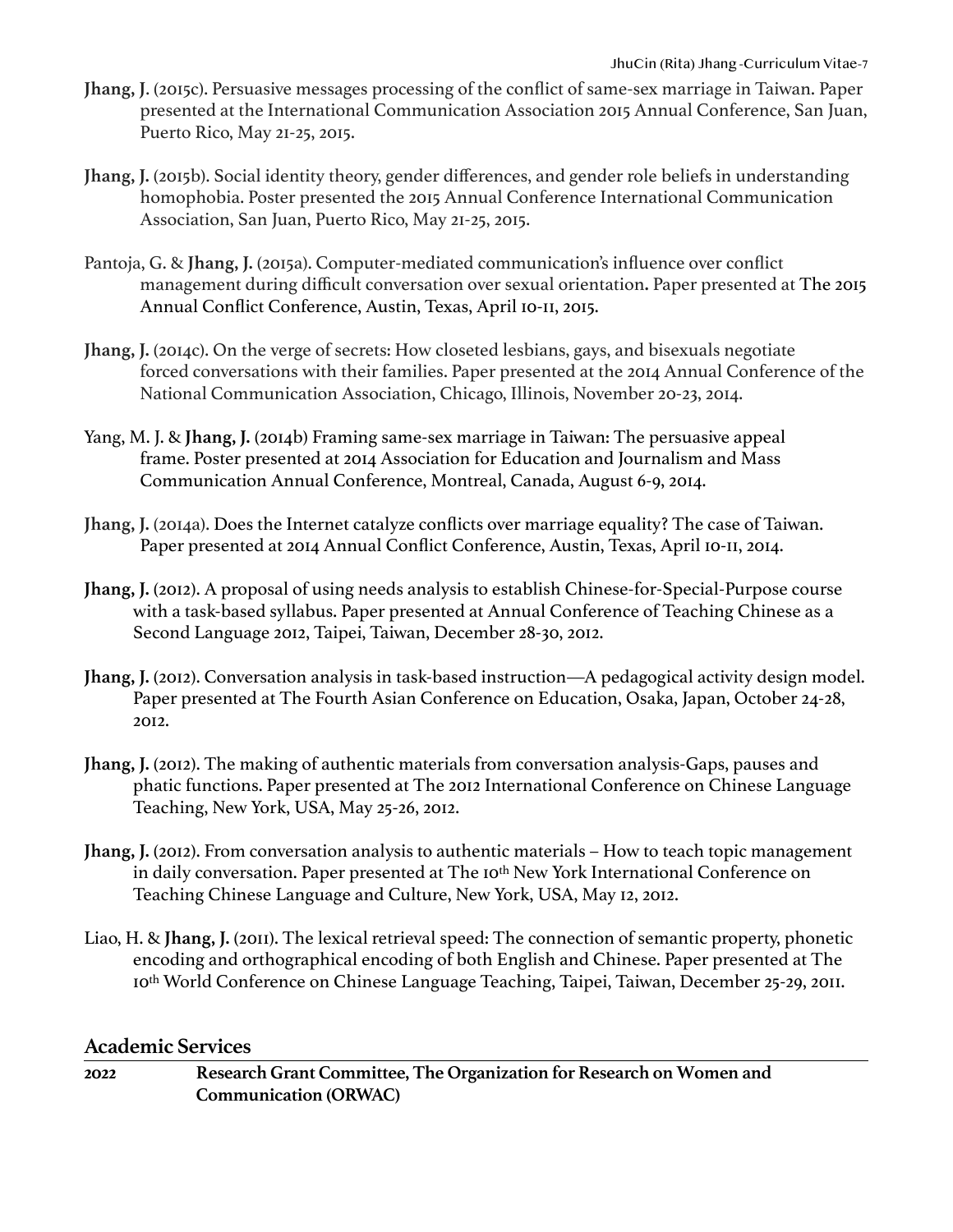**Jhang, J**. (2015c). Persuasive messages processing of the conflict of same-sex marriage in Taiwan. Paper presented at the International Communication Association 2015 Annual Conference, San Juan, Puerto Rico, May 21-25, 2015.

**Jhang, J.** (2015b). Social identity theory, gender differences, and gender role beliefs in understanding homophobia. Poster presented the 2015 Annual Conference International Communication Association, San Juan, Puerto Rico, May 21-25, 2015.

Pantoja, G. & **Jhang, J.** (2015a). Computer-mediated communication's influence over conflict management during difficult conversation over sexual orientation**.** Paper presented at The 2015 Annual Conflict Conference, Austin, Texas, April 10-11, 2015.

**Jhang, J.** (2014c). On the verge of secrets: How closeted lesbians, gays, and bisexuals negotiate forced conversations with their families. Paper presented at the 2014 Annual Conference of the National Communication Association, Chicago, Illinois, November 20-23, 2014.

Yang, M. J. & **Jhang, J.** (2014b) Framing same-sex marriage in Taiwan: The persuasive appeal frame. Poster presented at 2014 Association for Education and Journalism and Mass Communication Annual Conference, Montreal, Canada, August 6-9, 2014.

**Jhang, J.** (2014a). Does the Internet catalyze conflicts over marriage equality? The case of Taiwan. Paper presented at 2014 Annual Conflict Conference, Austin, Texas, April 10-11, 2014.

**Jhang, J.** (2012). A proposal of using needs analysis to establish Chinese-for-Special-Purpose course with a task-based syllabus. Paper presented at Annual Conference of Teaching Chinese as a Second Language 2012, Taipei, Taiwan, December 28-30, 2012.

**Jhang, J.** (2012). Conversation analysis in task-based instruction—A pedagogical activity design model. Paper presented at The Fourth Asian Conference on Education, Osaka, Japan, October 24-28, 2012.

**Jhang, J.** (2012). The making of authentic materials from conversation analysis-Gaps, pauses and phatic functions. Paper presented at The 2012 International Conference on Chinese Language Teaching, New York, USA, May 25-26, 2012.

**Jhang, J.** (2012). From conversation analysis to authentic materials – How to teach topic management in daily conversation. Paper presented at The 10th New York International Conference on Teaching Chinese Language and Culture, New York, USA, May 12, 2012.

Liao, H. & **Jhang, J.** (2011). The lexical retrieval speed: The connection of semantic property, phonetic encoding and orthographical encoding of both English and Chinese. Paper presented at The 10th World Conference on Chinese Language Teaching, Taipei, Taiwan, December 25-29, 2011.

## Academic Services

**2022** **Research Grant Committee, The Organization for Research on Women and Communication (ORWAC)**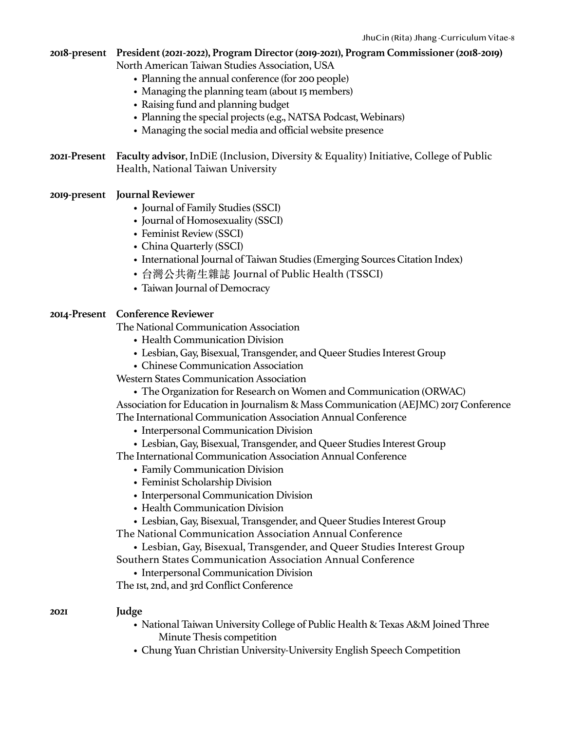**2018-present** **President (2021-2022), Program Director (2019-2021), Program Commissioner (2018-2019)**
North American Taiwan Studies Association, USA

- Planning the annual conference (for 200 people)
- Managing the planning team (about 15 members)
- Raising fund and planning budget
- Planning the special projects (e.g., NATSA Podcast, Webinars)
- Managing the social media and official website presence

**2021-Present** **Faculty advisor**, InDiE (Inclusion, Diversity & Equality) Initiative, College of Public Health, National Taiwan University

**2019-present** **Journal Reviewer**

- Journal of Family Studies (SSCI)
- Journal of Homosexuality (SSCI)
- Feminist Review (SSCI)
- China Quarterly (SSCI)
- International Journal of Taiwan Studies (Emerging Sources Citation Index)
- 台灣公共衛生雜誌 Journal of Public Health (TSSCI)
- Taiwan Journal of Democracy

**2014-Present** **Conference Reviewer**

The National Communication Association

- Health Communication Division
- Lesbian, Gay, Bisexual, Transgender, and Queer Studies Interest Group
- Chinese Communication Association

Western States Communication Association

- The Organization for Research on Women and Communication (ORWAC)

Association for Education in Journalism & Mass Communication (AEJMC) 2017 Conference

The International Communication Association Annual Conference

- Interpersonal Communication Division
- Lesbian, Gay, Bisexual, Transgender, and Queer Studies Interest Group

The International Communication Association Annual Conference

- Family Communication Division
- Feminist Scholarship Division
- Interpersonal Communication Division
- Health Communication Division
- Lesbian, Gay, Bisexual, Transgender, and Queer Studies Interest Group

The National Communication Association Annual Conference

- Lesbian, Gay, Bisexual, Transgender, and Queer Studies Interest Group

Southern States Communication Association Annual Conference

- Interpersonal Communication Division

The 1st, 2nd, and 3rd Conflict Conference

**2021** **Judge**

- National Taiwan University College of Public Health & Texas A&M Joined Three Minute Thesis competition
- Chung Yuan Christian University-University English Speech Competition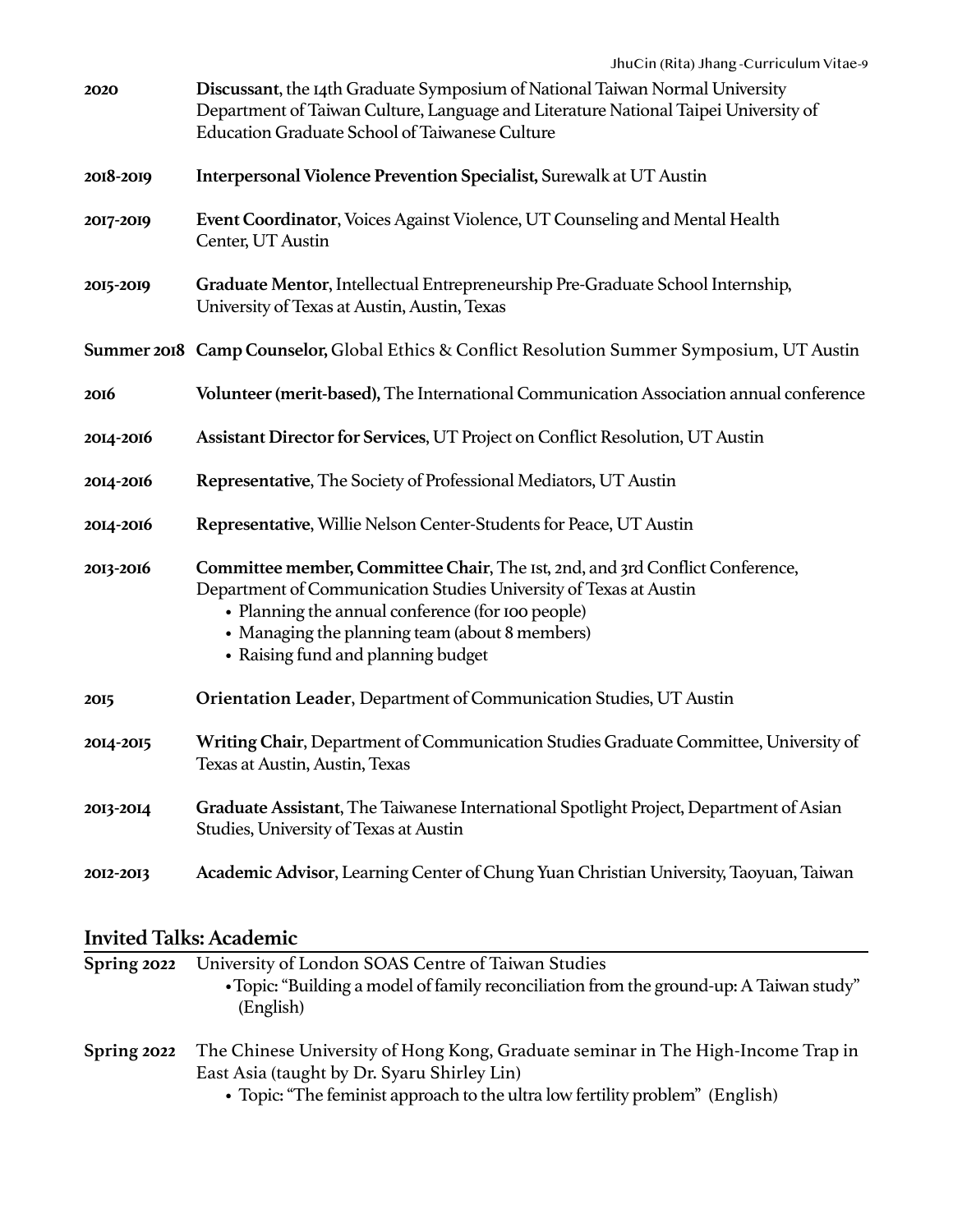**2020** **Discussant**, the 14th Graduate Symposium of National Taiwan Normal University Department of Taiwan Culture, Language and Literature National Taipei University of Education Graduate School of Taiwanese Culture

**2018-2019** **Interpersonal Violence Prevention Specialist,** Surewalk at UT Austin

**2017-2019** **Event Coordinator**, Voices Against Violence, UT Counseling and Mental Health Center, UT Austin

**2015-2019** **Graduate Mentor**, Intellectual Entrepreneurship Pre-Graduate School Internship, University of Texas at Austin, Austin, Texas

**Summer 2018** **Camp Counselor,** Global Ethics & Conflict Resolution Summer Symposium, UT Austin

**2016** **Volunteer (merit-based),** The International Communication Association annual conference

**2014-2016** **Assistant Director for Services**, UT Project on Conflict Resolution, UT Austin

**2014-2016** **Representative**, The Society of Professional Mediators, UT Austin

**2014-2016** **Representative**, Willie Nelson Center-Students for Peace, UT Austin

**2013-2016** **Committee member, Committee Chair**, The 1st, 2nd, and 3rd Conflict Conference, Department of Communication Studies University of Texas at Austin

- Planning the annual conference (for 100 people)
- Managing the planning team (about 8 members)
- Raising fund and planning budget

**2015** **Orientation Leader**, Department of Communication Studies, UT Austin

**2014-2015** **Writing Chair**, Department of Communication Studies Graduate Committee, University of Texas at Austin, Austin, Texas

**2013-2014** **Graduate Assistant**, The Taiwanese International Spotlight Project, Department of Asian Studies, University of Texas at Austin

**2012-2013** **Academic Advisor**, Learning Center of Chung Yuan Christian University, Taoyuan, Taiwan

## Invited Talks: Academic

**Spring 2022** University of London SOAS Centre of Taiwan Studies

- Topic: "Building a model of family reconciliation from the ground-up: A Taiwan study" (English)

**Spring 2022** The Chinese University of Hong Kong, Graduate seminar in The High-Income Trap in East Asia (taught by Dr. Syaru Shirley Lin)

- Topic: "The feminist approach to the ultra low fertility problem" (English)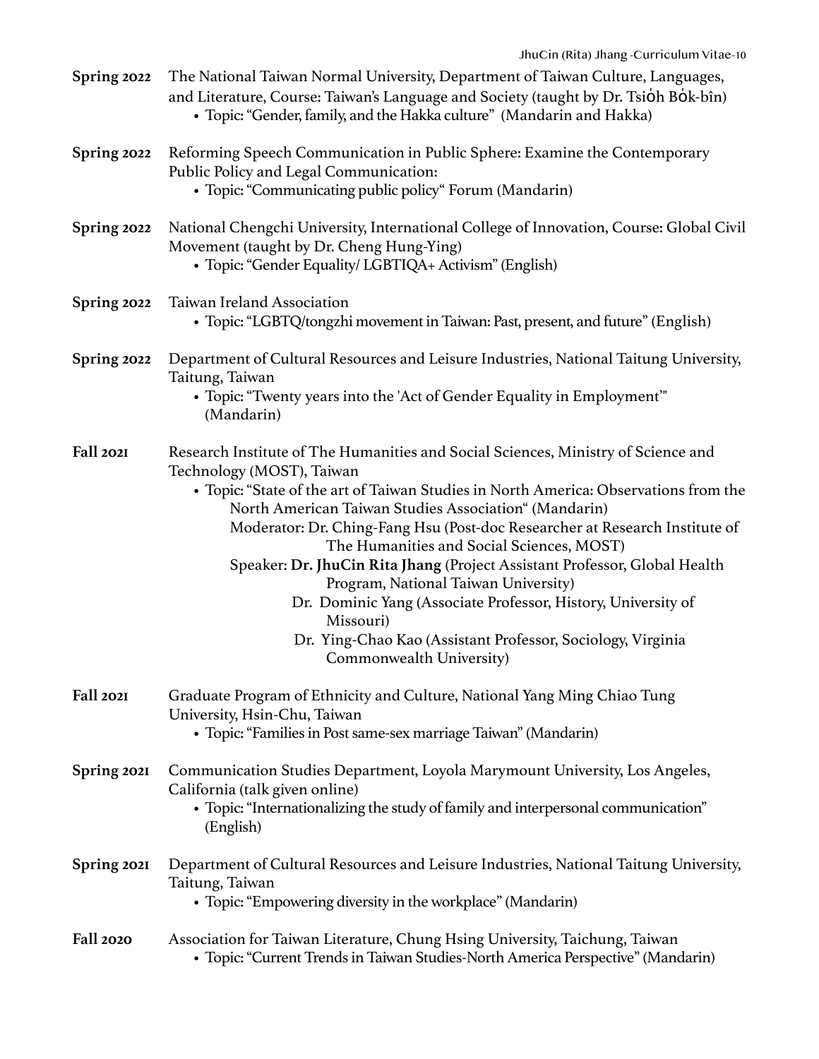**Spring 2022** The National Taiwan Normal University, Department of Taiwan Culture, Languages, and Literature, Course: Taiwan's Language and Society (taught by Dr. Tsio̍h Bo̍k-bîn)

- Topic: "Gender, family, and the Hakka culture" (Mandarin and Hakka)

**Spring 2022** Reforming Speech Communication in Public Sphere: Examine the Contemporary Public Policy and Legal Communication:

- Topic: "Communicating public policy" Forum (Mandarin)

**Spring 2022** National Chengchi University, International College of Innovation, Course: Global Civil Movement (taught by Dr. Cheng Hung-Ying)

- Topic: "Gender Equality/ LGBTIQA+ Activism" (English)

**Spring 2022** Taiwan Ireland Association

- Topic: "LGBTQ/tongzhi movement in Taiwan: Past, present, and future" (English)

**Spring 2022** Department of Cultural Resources and Leisure Industries, National Taitung University, Taitung, Taiwan

- Topic: "Twenty years into the 'Act of Gender Equality in Employment'" (Mandarin)

**Fall 2021** Research Institute of The Humanities and Social Sciences, Ministry of Science and Technology (MOST), Taiwan

- Topic: "State of the art of Taiwan Studies in North America: Observations from the North American Taiwan Studies Association" (Mandarin)
  Moderator: Dr. Ching-Fang Hsu (Post-doc Researcher at Research Institute of The Humanities and Social Sciences, MOST)
  Speaker: **Dr. JhuCin Rita Jhang** (Project Assistant Professor, Global Health Program, National Taiwan University)
  Dr. Dominic Yang (Associate Professor, History, University of Missouri)
  Dr. Ying-Chao Kao (Assistant Professor, Sociology, Virginia Commonwealth University)

**Fall 2021** Graduate Program of Ethnicity and Culture, National Yang Ming Chiao Tung University, Hsin-Chu, Taiwan

- Topic: "Families in Post same-sex marriage Taiwan" (Mandarin)

**Spring 2021** Communication Studies Department, Loyola Marymount University, Los Angeles, California (talk given online)

- Topic: "Internationalizing the study of family and interpersonal communication" (English)

**Spring 2021** Department of Cultural Resources and Leisure Industries, National Taitung University, Taitung, Taiwan

- Topic: "Empowering diversity in the workplace" (Mandarin)

**Fall 2020** Association for Taiwan Literature, Chung Hsing University, Taichung, Taiwan

- Topic: "Current Trends in Taiwan Studies-North America Perspective" (Mandarin)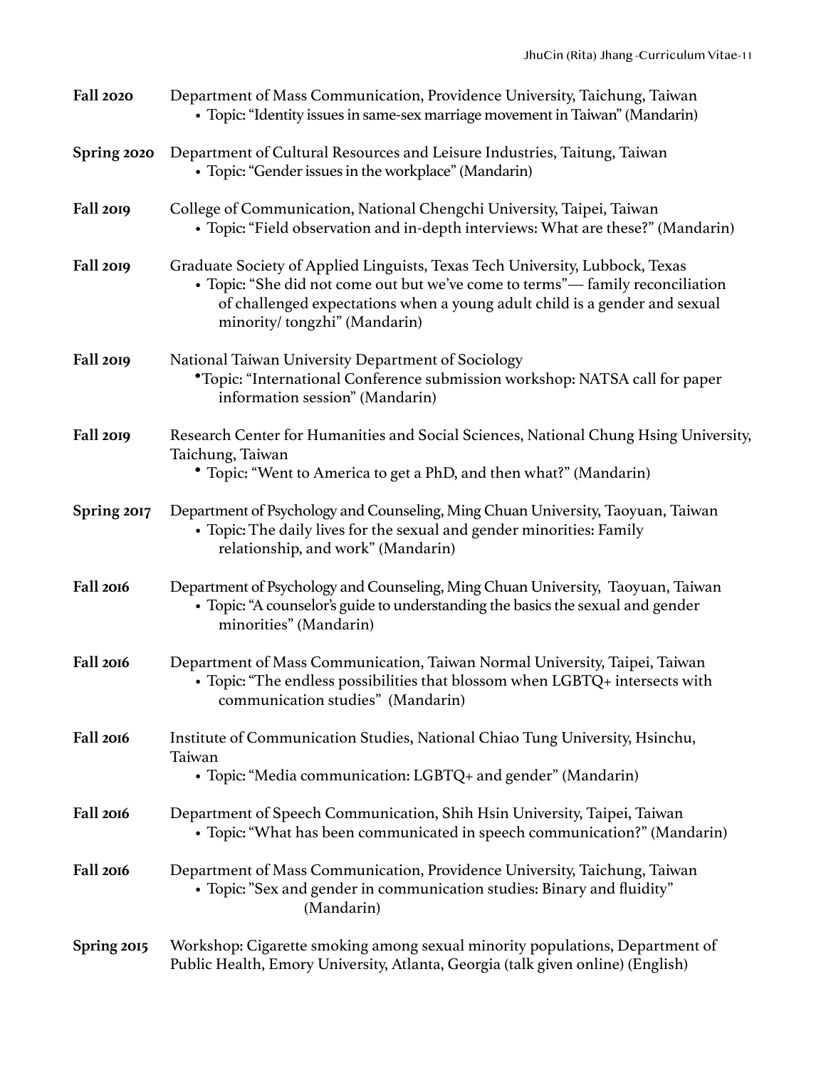**Fall 2020** Department of Mass Communication, Providence University, Taichung, Taiwan
- Topic: "Identity issues in same-sex marriage movement in Taiwan" (Mandarin)

**Spring 2020** Department of Cultural Resources and Leisure Industries, Taitung, Taiwan
- Topic: "Gender issues in the workplace" (Mandarin)

**Fall 2019** College of Communication, National Chengchi University, Taipei, Taiwan
- Topic: "Field observation and in-depth interviews: What are these?" (Mandarin)

**Fall 2019** Graduate Society of Applied Linguists, Texas Tech University, Lubbock, Texas
- Topic: "She did not come out but we've come to terms"— family reconciliation of challenged expectations when a young adult child is a gender and sexual minority/ tongzhi" (Mandarin)

**Fall 2019** National Taiwan University Department of Sociology
- Topic: "International Conference submission workshop: NATSA call for paper information session" (Mandarin)

**Fall 2019** Research Center for Humanities and Social Sciences, National Chung Hsing University, Taichung, Taiwan
- Topic: "Went to America to get a PhD, and then what?" (Mandarin)

**Spring 2017** Department of Psychology and Counseling, Ming Chuan University, Taoyuan, Taiwan
- Topic: The daily lives for the sexual and gender minorities: Family relationship, and work" (Mandarin)

**Fall 2016** Department of Psychology and Counseling, Ming Chuan University, Taoyuan, Taiwan
- Topic: "A counselor's guide to understanding the basics the sexual and gender minorities" (Mandarin)

**Fall 2016** Department of Mass Communication, Taiwan Normal University, Taipei, Taiwan
- Topic: "The endless possibilities that blossom when LGBTQ+ intersects with communication studies" (Mandarin)

**Fall 2016** Institute of Communication Studies, National Chiao Tung University, Hsinchu, Taiwan
- Topic: "Media communication: LGBTQ+ and gender" (Mandarin)

**Fall 2016** Department of Speech Communication, Shih Hsin University, Taipei, Taiwan
- Topic: "What has been communicated in speech communication?" (Mandarin)

**Fall 2016** Department of Mass Communication, Providence University, Taichung, Taiwan
- Topic: "Sex and gender in communication studies: Binary and fluidity" (Mandarin)

**Spring 2015** Workshop: Cigarette smoking among sexual minority populations, Department of Public Health, Emory University, Atlanta, Georgia (talk given online) (English)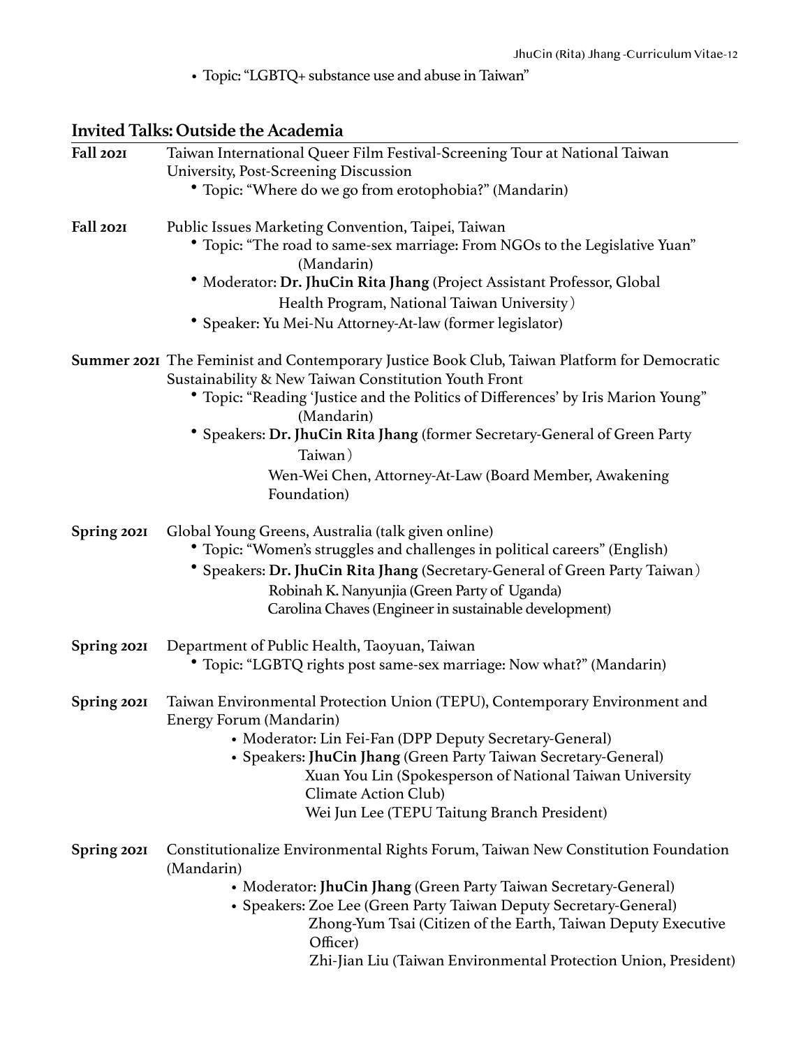- Topic: "LGBTQ+ substance use and abuse in Taiwan"

## Invited Talks: Outside the Academia

**Fall 2021** Taiwan International Queer Film Festival-Screening Tour at National Taiwan University, Post-Screening Discussion
- Topic: "Where do we go from erotophobia?" (Mandarin)

**Fall 2021** Public Issues Marketing Convention, Taipei, Taiwan
- Topic: "The road to same-sex marriage: From NGOs to the Legislative Yuan" (Mandarin)
- Moderator: **Dr. JhuCin Rita Jhang** (Project Assistant Professor, Global Health Program, National Taiwan University）
- Speaker: Yu Mei-Nu Attorney-At-law (former legislator)

**Summer 2021** The Feminist and Contemporary Justice Book Club, Taiwan Platform for Democratic Sustainability & New Taiwan Constitution Youth Front
- Topic: "Reading 'Justice and the Politics of Differences' by Iris Marion Young" (Mandarin)
- Speakers: **Dr. JhuCin Rita Jhang** (former Secretary-General of Green Party Taiwan）
  Wen-Wei Chen, Attorney-At-Law (Board Member, Awakening Foundation)

**Spring 2021** Global Young Greens, Australia (talk given online)
- Topic: "Women's struggles and challenges in political careers" (English)
- Speakers: **Dr. JhuCin Rita Jhang** (Secretary-General of Green Party Taiwan）
  Robinah K. Nanyunjia (Green Party of Uganda)
  Carolina Chaves (Engineer in sustainable development)

**Spring 2021** Department of Public Health, Taoyuan, Taiwan
- Topic: "LGBTQ rights post same-sex marriage: Now what?" (Mandarin)

**Spring 2021** Taiwan Environmental Protection Union (TEPU), Contemporary Environment and Energy Forum (Mandarin)
- Moderator: Lin Fei-Fan (DPP Deputy Secretary-General)
- Speakers: **JhuCin Jhang** (Green Party Taiwan Secretary-General)
  Xuan You Lin (Spokesperson of National Taiwan University Climate Action Club)
  Wei Jun Lee (TEPU Taitung Branch President)

**Spring 2021** Constitutionalize Environmental Rights Forum, Taiwan New Constitution Foundation (Mandarin)
- Moderator: **JhuCin Jhang** (Green Party Taiwan Secretary-General)
- Speakers: Zoe Lee (Green Party Taiwan Deputy Secretary-General)
  Zhong-Yum Tsai (Citizen of the Earth, Taiwan Deputy Executive Officer)
  Zhi-Jian Liu (Taiwan Environmental Protection Union, President)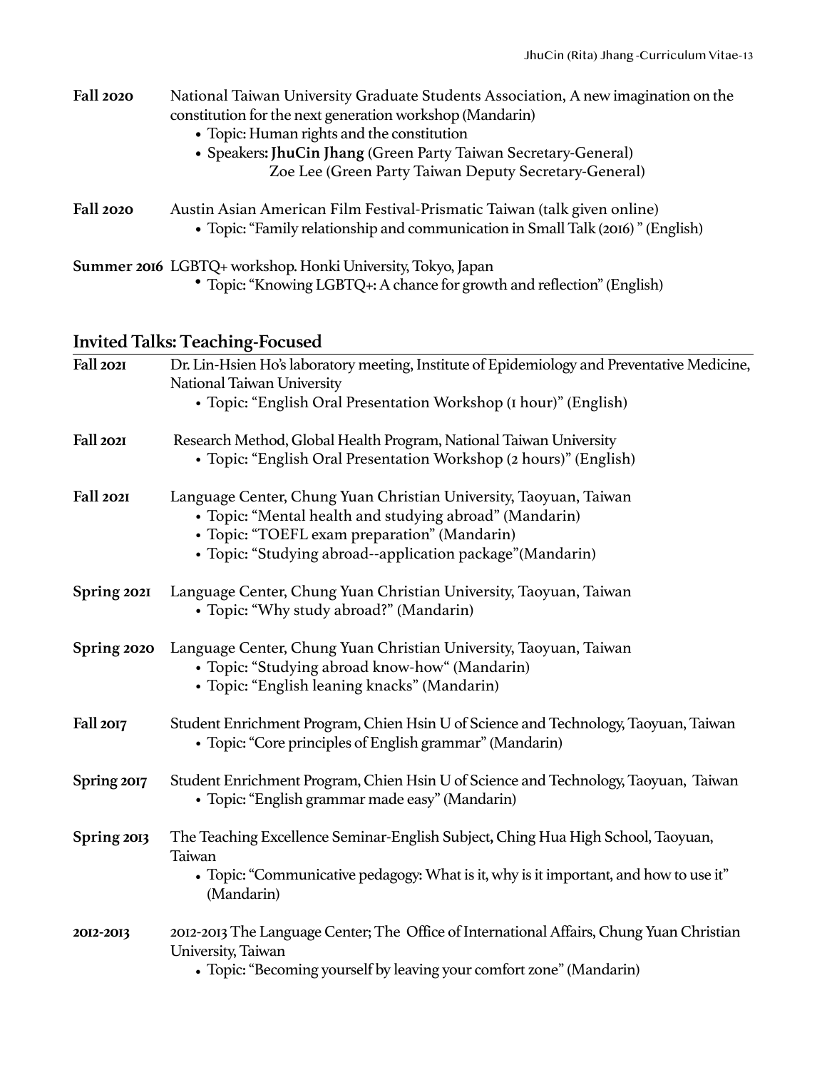**Fall 2020** National Taiwan University Graduate Students Association, A new imagination on the constitution for the next generation workshop (Mandarin)

- Topic: Human rights and the constitution
- Speakers: **JhuCin Jhang** (Green Party Taiwan Secretary-General)
  Zoe Lee (Green Party Taiwan Deputy Secretary-General)

**Fall 2020** Austin Asian American Film Festival-Prismatic Taiwan (talk given online)

- Topic: "Family relationship and communication in Small Talk (2016) " (English)

**Summer 2016** LGBTQ+ workshop. Honki University, Tokyo, Japan

- Topic: "Knowing LGBTQ+: A chance for growth and reflection" (English)

## Invited Talks: Teaching-Focused

**Fall 2021** Dr. Lin-Hsien Ho's laboratory meeting, Institute of Epidemiology and Preventative Medicine, National Taiwan University

- Topic: "English Oral Presentation Workshop (1 hour)" (English)

**Fall 2021** Research Method, Global Health Program, National Taiwan University

- Topic: "English Oral Presentation Workshop (2 hours)" (English)

**Fall 2021** Language Center, Chung Yuan Christian University, Taoyuan, Taiwan

- Topic: "Mental health and studying abroad" (Mandarin)
- Topic: "TOEFL exam preparation" (Mandarin)
- Topic: "Studying abroad--application package"(Mandarin)

**Spring 2021** Language Center, Chung Yuan Christian University, Taoyuan, Taiwan

- Topic: "Why study abroad?" (Mandarin)

**Spring 2020** Language Center, Chung Yuan Christian University, Taoyuan, Taiwan

- Topic: "Studying abroad know-how" (Mandarin)
- Topic: "English leaning knacks" (Mandarin)

**Fall 2017** Student Enrichment Program, Chien Hsin U of Science and Technology, Taoyuan, Taiwan

- Topic: "Core principles of English grammar" (Mandarin)

**Spring 2017** Student Enrichment Program, Chien Hsin U of Science and Technology, Taoyuan, Taiwan

- Topic: "English grammar made easy" (Mandarin)

**Spring 2013** The Teaching Excellence Seminar-English Subject**,** Ching Hua High School, Taoyuan, Taiwan

- Topic: "Communicative pedagogy: What is it, why is it important, and how to use it" (Mandarin)

**2012-2013** 2012-2013 The Language Center; The Office of International Affairs, Chung Yuan Christian University, Taiwan

- Topic: "Becoming yourself by leaving your comfort zone" (Mandarin)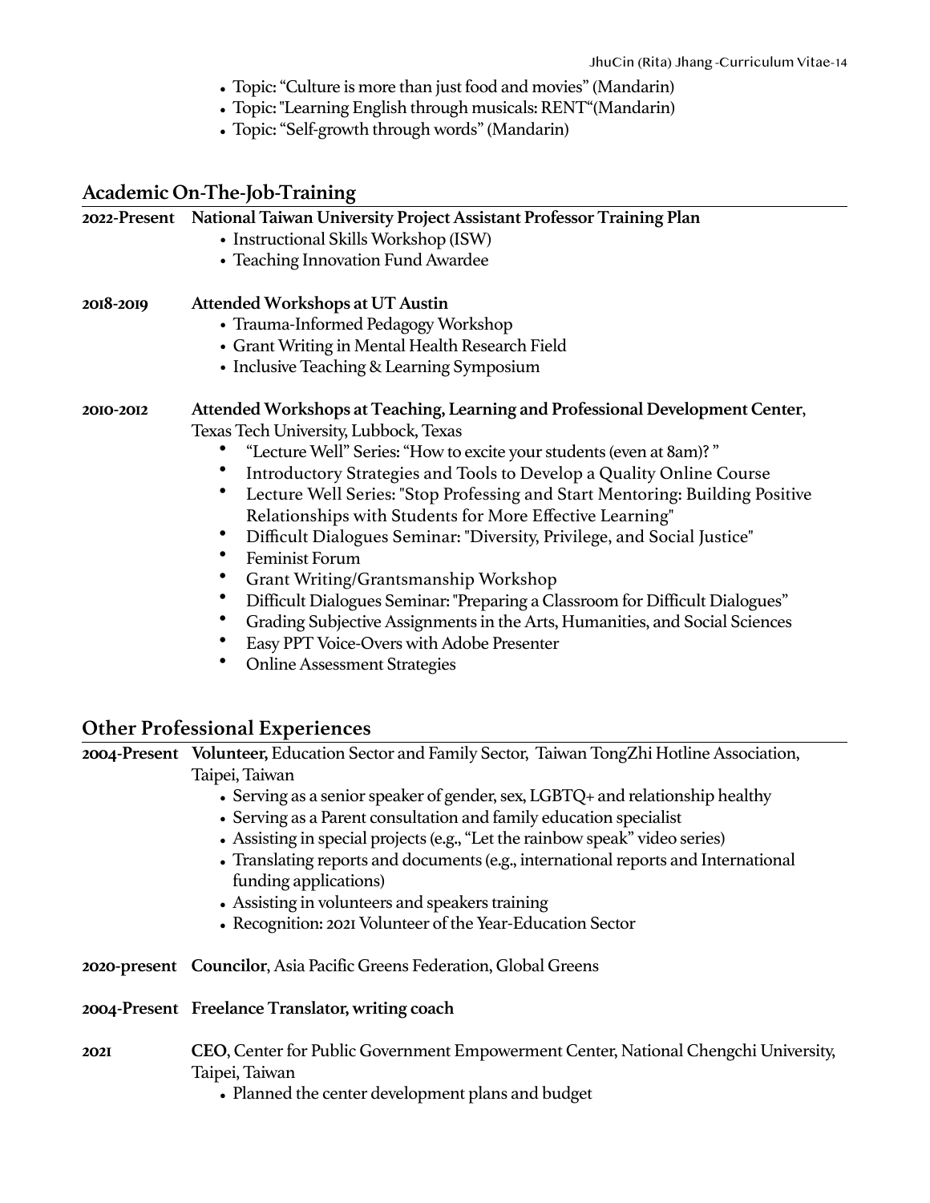- Topic: "Culture is more than just food and movies" (Mandarin)
- Topic: "Learning English through musicals: RENT"(Mandarin)
- Topic: "Self-growth through words" (Mandarin)

## Academic On-The-Job-Training

**2022-Present** **National Taiwan University Project Assistant Professor Training Plan**

- Instructional Skills Workshop (ISW)
- Teaching Innovation Fund Awardee

**2018-2019** **Attended Workshops at UT Austin**

- Trauma-Informed Pedagogy Workshop
- Grant Writing in Mental Health Research Field
- Inclusive Teaching & Learning Symposium

**2010-2012** **Attended Workshops at Teaching, Learning and Professional Development Center**, Texas Tech University, Lubbock, Texas

- "Lecture Well" Series: "How to excite your students (even at 8am)? "
- Introductory Strategies and Tools to Develop a Quality Online Course
- Lecture Well Series: "Stop Professing and Start Mentoring: Building Positive Relationships with Students for More Effective Learning"
- Difficult Dialogues Seminar: "Diversity, Privilege, and Social Justice"
- Feminist Forum
- Grant Writing/Grantsmanship Workshop
- Difficult Dialogues Seminar: "Preparing a Classroom for Difficult Dialogues"
- Grading Subjective Assignments in the Arts, Humanities, and Social Sciences
- Easy PPT Voice-Overs with Adobe Presenter
- Online Assessment Strategies

## Other Professional Experiences

**2004-Present** **Volunteer,** Education Sector and Family Sector, Taiwan TongZhi Hotline Association, Taipei, Taiwan

- Serving as a senior speaker of gender, sex, LGBTQ+ and relationship healthy
- Serving as a Parent consultation and family education specialist
- Assisting in special projects (e.g., "Let the rainbow speak" video series)
- Translating reports and documents (e.g., international reports and International funding applications)
- Assisting in volunteers and speakers training
- Recognition: 2021 Volunteer of the Year-Education Sector

**2020-present** **Councilor**, Asia Pacific Greens Federation, Global Greens

**2004-Present** **Freelance Translator, writing coach**

**2021** **CEO**, Center for Public Government Empowerment Center, National Chengchi University, Taipei, Taiwan

- Planned the center development plans and budget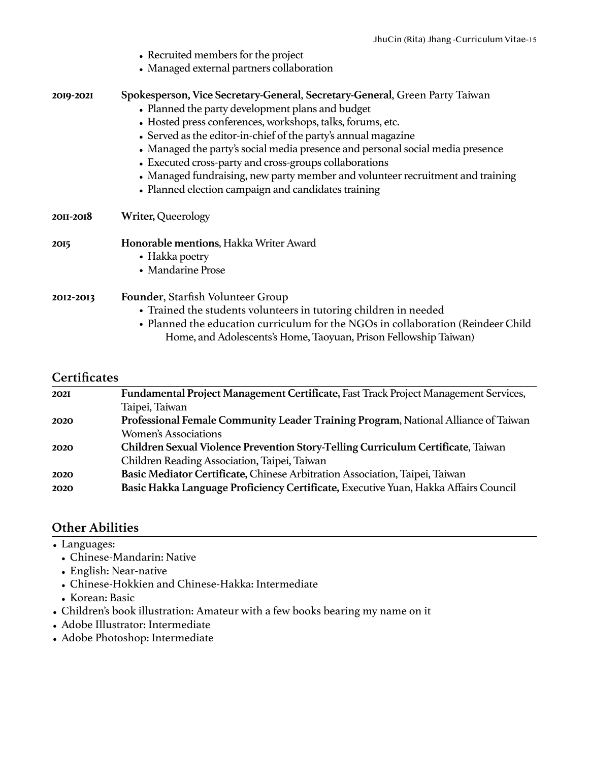- Recruited members for the project
- Managed external partners collaboration

**2019-2021** **Spokesperson, Vice Secretary-General**, **Secretary-General**, Green Party Taiwan
- Planned the party development plans and budget
- Hosted press conferences, workshops, talks, forums, etc.
- Served as the editor-in-chief of the party's annual magazine
- Managed the party's social media presence and personal social media presence
- Executed cross-party and cross-groups collaborations
- Managed fundraising, new party member and volunteer recruitment and training
- Planned election campaign and candidates training

**2011-2018** **Writer,** Queerology

**2015** **Honorable mentions**, Hakka Writer Award
- Hakka poetry
- Mandarine Prose

**2012-2013** **Founder**, Starfish Volunteer Group
- Trained the students volunteers in tutoring children in needed
- Planned the education curriculum for the NGOs in collaboration (Reindeer Child Home, and Adolescents's Home, Taoyuan, Prison Fellowship Taiwan)

## Certificates

| | |
|---|---|
| **2021** | **Fundamental Project Management Certificate,** Fast Track Project Management Services, Taipei, Taiwan |
| **2020** | **Professional Female Community Leader Training Program**, National Alliance of Taiwan Women's Associations |
| **2020** | **Children Sexual Violence Prevention Story-Telling Curriculum Certificate**, Taiwan Children Reading Association, Taipei, Taiwan |
| **2020** | **Basic Mediator Certificate,** Chinese Arbitration Association, Taipei, Taiwan |
| **2020** | **Basic Hakka Language Proficiency Certificate,** Executive Yuan, Hakka Affairs Council |

## Other Abilities

- Languages:
  - Chinese-Mandarin: Native
  - English: Near-native
  - Chinese-Hokkien and Chinese-Hakka: Intermediate
  - Korean: Basic
- Children's book illustration: Amateur with a few books bearing my name on it
- Adobe Illustrator: Intermediate
- Adobe Photoshop: Intermediate